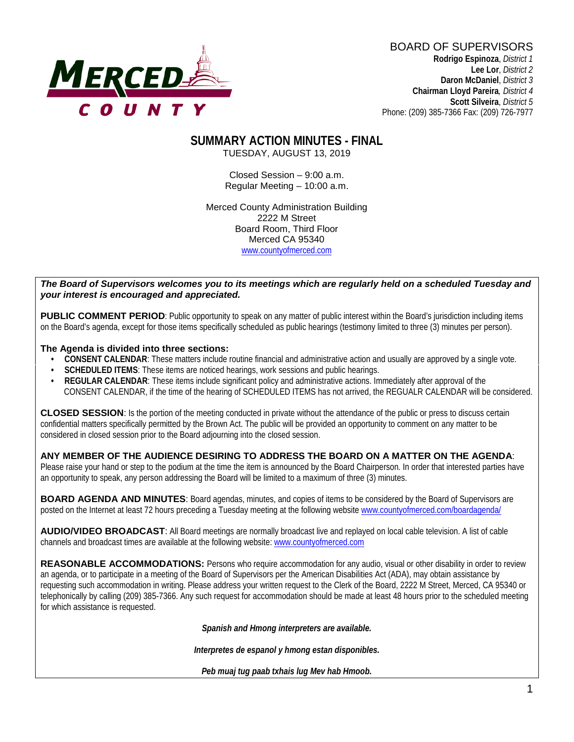MERCED COUNTY

BOARD OF SUPERVISORS
**Rodrigo Espinoza**, *District 1*
**Lee Lor**, *District 2*
**Daron McDaniel**, *District 3*
**Chairman Lloyd Pareira**, *District 4*
**Scott Silveira**, *District 5*
Phone: (209) 385-7366 Fax: (209) 726-7977

# SUMMARY ACTION MINUTES - FINAL

TUESDAY, AUGUST 13, 2019

Closed Session – 9:00 a.m.
Regular Meeting – 10:00 a.m.

Merced County Administration Building
2222 M Street
Board Room, Third Floor
Merced CA 95340
www.countyofmerced.com

***The Board of Supervisors welcomes you to its meetings which are regularly held on a scheduled Tuesday and your interest is encouraged and appreciated.***

**PUBLIC COMMENT PERIOD**: Public opportunity to speak on any matter of public interest within the Board's jurisdiction including items on the Board's agenda, except for those items specifically scheduled as public hearings (testimony limited to three (3) minutes per person).

**The Agenda is divided into three sections:**

- **CONSENT CALENDAR**: These matters include routine financial and administrative action and usually are approved by a single vote.
- **SCHEDULED ITEMS**: These items are noticed hearings, work sessions and public hearings.
- **REGULAR CALENDAR**: These items include significant policy and administrative actions. Immediately after approval of the CONSENT CALENDAR, if the time of the hearing of SCHEDULED ITEMS has not arrived, the REGUALR CALENDAR will be considered.

**CLOSED SESSION**: Is the portion of the meeting conducted in private without the attendance of the public or press to discuss certain confidential matters specifically permitted by the Brown Act. The public will be provided an opportunity to comment on any matter to be considered in closed session prior to the Board adjourning into the closed session.

**ANY MEMBER OF THE AUDIENCE DESIRING TO ADDRESS THE BOARD ON A MATTER ON THE AGENDA**: Please raise your hand or step to the podium at the time the item is announced by the Board Chairperson. In order that interested parties have an opportunity to speak, any person addressing the Board will be limited to a maximum of three (3) minutes.

**BOARD AGENDA AND MINUTES**: Board agendas, minutes, and copies of items to be considered by the Board of Supervisors are posted on the Internet at least 72 hours preceding a Tuesday meeting at the following website www.countyofmerced.com/boardagenda/

**AUDIO/VIDEO BROADCAST**: All Board meetings are normally broadcast live and replayed on local cable television. A list of cable channels and broadcast times are available at the following website: www.countyofmerced.com

**REASONABLE ACCOMMODATIONS:** Persons who require accommodation for any audio, visual or other disability in order to review an agenda, or to participate in a meeting of the Board of Supervisors per the American Disabilities Act (ADA), may obtain assistance by requesting such accommodation in writing. Please address your written request to the Clerk of the Board, 2222 M Street, Merced, CA 95340 or telephonically by calling (209) 385-7366. Any such request for accommodation should be made at least 48 hours prior to the scheduled meeting for which assistance is requested.

***Spanish and Hmong interpreters are available.***

***Interpretes de espanol y hmong estan disponibles.***

***Peb muaj tug paab txhais lug Mev hab Hmoob.***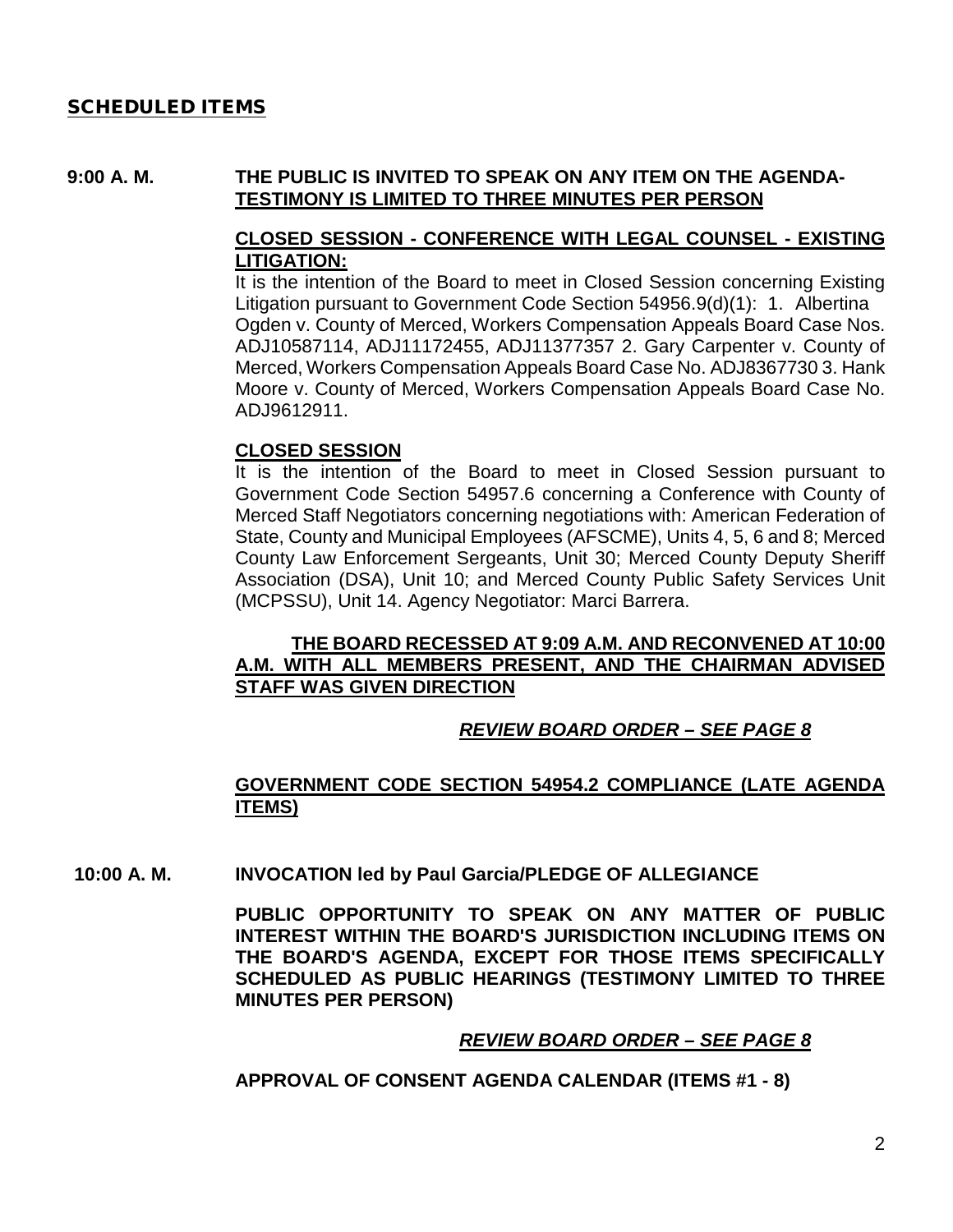## SCHEDULED ITEMS

**9:00 A. M.** **THE PUBLIC IS INVITED TO SPEAK ON ANY ITEM ON THE AGENDA-TESTIMONY IS LIMITED TO THREE MINUTES PER PERSON**

**CLOSED SESSION - CONFERENCE WITH LEGAL COUNSEL - EXISTING LITIGATION:**

It is the intention of the Board to meet in Closed Session concerning Existing Litigation pursuant to Government Code Section 54956.9(d)(1): 1. Albertina Ogden v. County of Merced, Workers Compensation Appeals Board Case Nos. ADJ10587114, ADJ11172455, ADJ11377357 2. Gary Carpenter v. County of Merced, Workers Compensation Appeals Board Case No. ADJ8367730 3. Hank Moore v. County of Merced, Workers Compensation Appeals Board Case No. ADJ9612911.

**CLOSED SESSION**

It is the intention of the Board to meet in Closed Session pursuant to Government Code Section 54957.6 concerning a Conference with County of Merced Staff Negotiators concerning negotiations with: American Federation of State, County and Municipal Employees (AFSCME), Units 4, 5, 6 and 8; Merced County Law Enforcement Sergeants, Unit 30; Merced County Deputy Sheriff Association (DSA), Unit 10; and Merced County Public Safety Services Unit (MCPSSU), Unit 14. Agency Negotiator: Marci Barrera.

**THE BOARD RECESSED AT 9:09 A.M. AND RECONVENED AT 10:00 A.M. WITH ALL MEMBERS PRESENT, AND THE CHAIRMAN ADVISED STAFF WAS GIVEN DIRECTION**

***REVIEW BOARD ORDER – SEE PAGE 8***

**GOVERNMENT CODE SECTION 54954.2 COMPLIANCE (LATE AGENDA ITEMS)**

**10:00 A. M.** **INVOCATION led by Paul Garcia/PLEDGE OF ALLEGIANCE**

**PUBLIC OPPORTUNITY TO SPEAK ON ANY MATTER OF PUBLIC INTEREST WITHIN THE BOARD'S JURISDICTION INCLUDING ITEMS ON THE BOARD'S AGENDA, EXCEPT FOR THOSE ITEMS SPECIFICALLY SCHEDULED AS PUBLIC HEARINGS (TESTIMONY LIMITED TO THREE MINUTES PER PERSON)**

***REVIEW BOARD ORDER – SEE PAGE 8***

**APPROVAL OF CONSENT AGENDA CALENDAR (ITEMS #1 - 8)**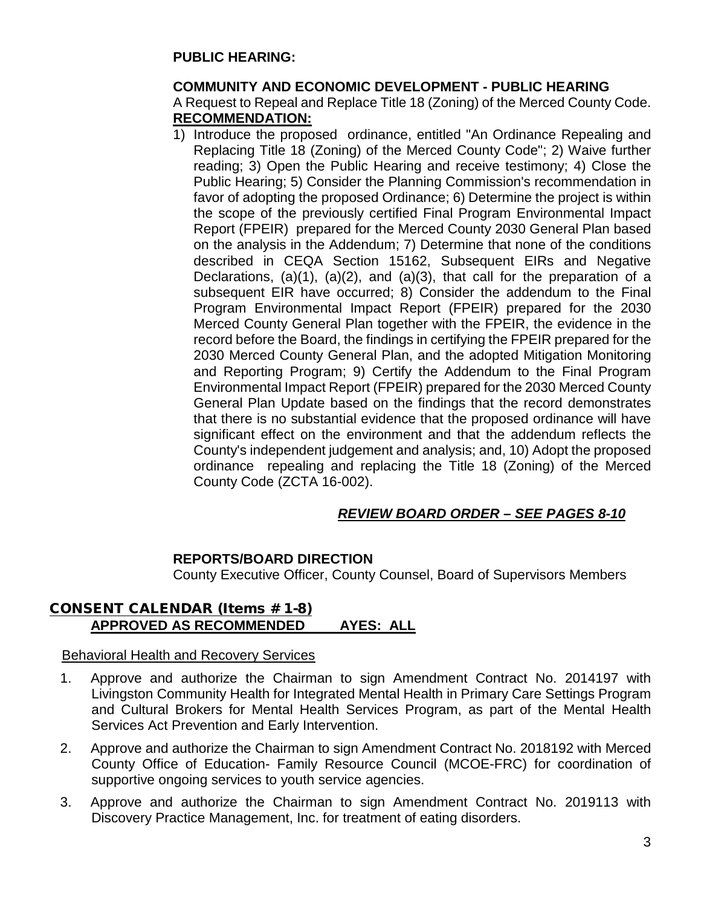**PUBLIC HEARING:**

**COMMUNITY AND ECONOMIC DEVELOPMENT - PUBLIC HEARING**

A Request to Repeal and Replace Title 18 (Zoning) of the Merced County Code.

**RECOMMENDATION:**

1) Introduce the proposed ordinance, entitled "An Ordinance Repealing and Replacing Title 18 (Zoning) of the Merced County Code"; 2) Waive further reading; 3) Open the Public Hearing and receive testimony; 4) Close the Public Hearing; 5) Consider the Planning Commission's recommendation in favor of adopting the proposed Ordinance; 6) Determine the project is within the scope of the previously certified Final Program Environmental Impact Report (FPEIR) prepared for the Merced County 2030 General Plan based on the analysis in the Addendum; 7) Determine that none of the conditions described in CEQA Section 15162, Subsequent EIRs and Negative Declarations, (a)(1), (a)(2), and (a)(3), that call for the preparation of a subsequent EIR have occurred; 8) Consider the addendum to the Final Program Environmental Impact Report (FPEIR) prepared for the 2030 Merced County General Plan together with the FPEIR, the evidence in the record before the Board, the findings in certifying the FPEIR prepared for the 2030 Merced County General Plan, and the adopted Mitigation Monitoring and Reporting Program; 9) Certify the Addendum to the Final Program Environmental Impact Report (FPEIR) prepared for the 2030 Merced County General Plan Update based on the findings that the record demonstrates that there is no substantial evidence that the proposed ordinance will have significant effect on the environment and that the addendum reflects the County's independent judgement and analysis; and, 10) Adopt the proposed ordinance repealing and replacing the Title 18 (Zoning) of the Merced County Code (ZCTA 16-002).

***REVIEW BOARD ORDER – SEE PAGES 8-10***

**REPORTS/BOARD DIRECTION**

County Executive Officer, County Counsel, Board of Supervisors Members

## CONSENT CALENDAR (Items #1-8)

**APPROVED AS RECOMMENDED AYES: ALL**

Behavioral Health and Recovery Services

1. Approve and authorize the Chairman to sign Amendment Contract No. 2014197 with Livingston Community Health for Integrated Mental Health in Primary Care Settings Program and Cultural Brokers for Mental Health Services Program, as part of the Mental Health Services Act Prevention and Early Intervention.
2. Approve and authorize the Chairman to sign Amendment Contract No. 2018192 with Merced County Office of Education- Family Resource Council (MCOE-FRC) for coordination of supportive ongoing services to youth service agencies.
3. Approve and authorize the Chairman to sign Amendment Contract No. 2019113 with Discovery Practice Management, Inc. for treatment of eating disorders.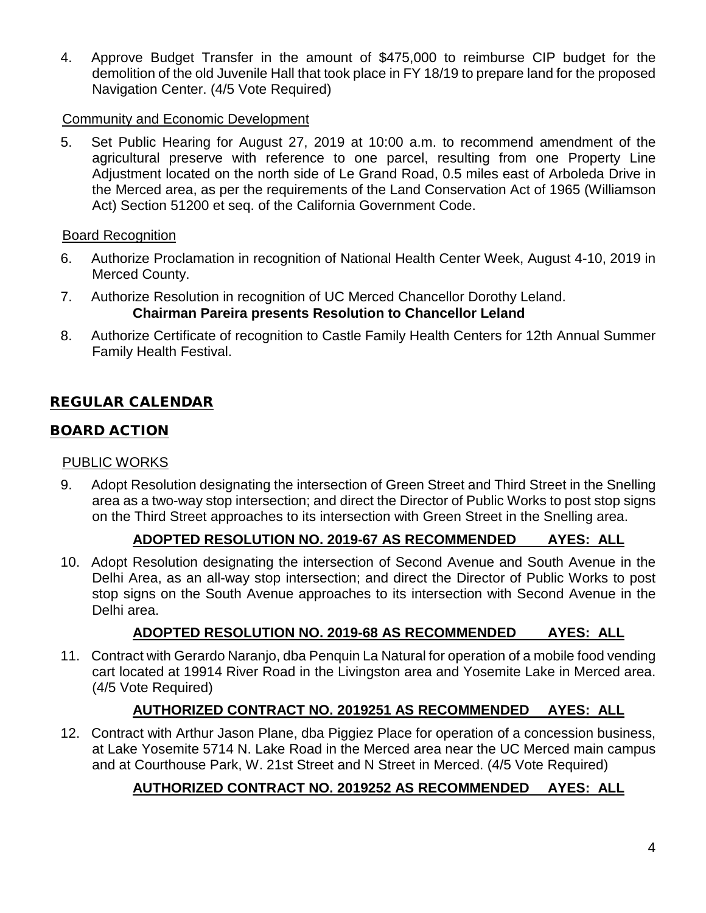4. Approve Budget Transfer in the amount of $475,000 to reimburse CIP budget for the demolition of the old Juvenile Hall that took place in FY 18/19 to prepare land for the proposed Navigation Center. (4/5 Vote Required)

Community and Economic Development

5. Set Public Hearing for August 27, 2019 at 10:00 a.m. to recommend amendment of the agricultural preserve with reference to one parcel, resulting from one Property Line Adjustment located on the north side of Le Grand Road, 0.5 miles east of Arboleda Drive in the Merced area, as per the requirements of the Land Conservation Act of 1965 (Williamson Act) Section 51200 et seq. of the California Government Code.

Board Recognition

6. Authorize Proclamation in recognition of National Health Center Week, August 4-10, 2019 in Merced County.

7. Authorize Resolution in recognition of UC Merced Chancellor Dorothy Leland.
   **Chairman Pareira presents Resolution to Chancellor Leland**

8. Authorize Certificate of recognition to Castle Family Health Centers for 12th Annual Summer Family Health Festival.

## REGULAR CALENDAR

## BOARD ACTION

PUBLIC WORKS

9. Adopt Resolution designating the intersection of Green Street and Third Street in the Snelling area as a two-way stop intersection; and direct the Director of Public Works to post stop signs on the Third Street approaches to its intersection with Green Street in the Snelling area.

   **ADOPTED RESOLUTION NO. 2019-67 AS RECOMMENDED AYES: ALL**

10. Adopt Resolution designating the intersection of Second Avenue and South Avenue in the Delhi Area, as an all-way stop intersection; and direct the Director of Public Works to post stop signs on the South Avenue approaches to its intersection with Second Avenue in the Delhi area.

    **ADOPTED RESOLUTION NO. 2019-68 AS RECOMMENDED AYES: ALL**

11. Contract with Gerardo Naranjo, dba Penquin La Natural for operation of a mobile food vending cart located at 19914 River Road in the Livingston area and Yosemite Lake in Merced area. (4/5 Vote Required)

    **AUTHORIZED CONTRACT NO. 2019251 AS RECOMMENDED AYES: ALL**

12. Contract with Arthur Jason Plane, dba Piggiez Place for operation of a concession business, at Lake Yosemite 5714 N. Lake Road in the Merced area near the UC Merced main campus and at Courthouse Park, W. 21st Street and N Street in Merced. (4/5 Vote Required)

    **AUTHORIZED CONTRACT NO. 2019252 AS RECOMMENDED AYES: ALL**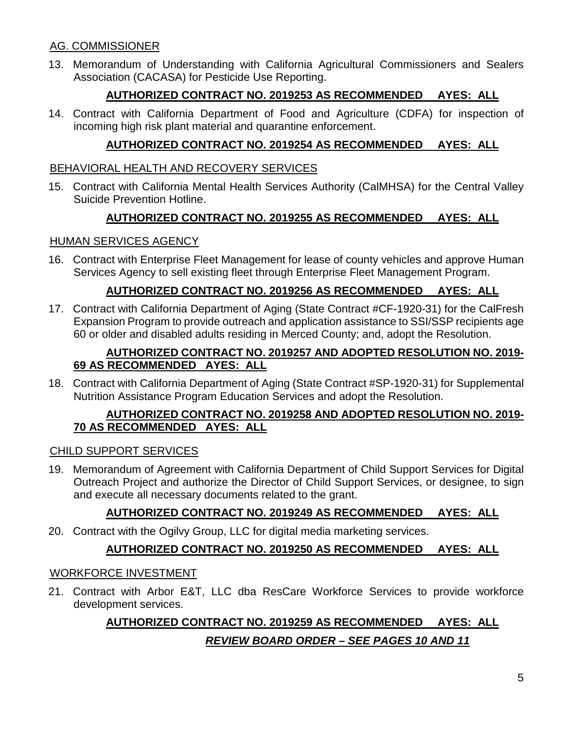AG. COMMISSIONER

13. Memorandum of Understanding with California Agricultural Commissioners and Sealers Association (CACASA) for Pesticide Use Reporting.

    **AUTHORIZED CONTRACT NO. 2019253 AS RECOMMENDED AYES: ALL**

14. Contract with California Department of Food and Agriculture (CDFA) for inspection of incoming high risk plant material and quarantine enforcement.

    **AUTHORIZED CONTRACT NO. 2019254 AS RECOMMENDED AYES: ALL**

BEHAVIORAL HEALTH AND RECOVERY SERVICES

15. Contract with California Mental Health Services Authority (CalMHSA) for the Central Valley Suicide Prevention Hotline.

    **AUTHORIZED CONTRACT NO. 2019255 AS RECOMMENDED AYES: ALL**

HUMAN SERVICES AGENCY

16. Contract with Enterprise Fleet Management for lease of county vehicles and approve Human Services Agency to sell existing fleet through Enterprise Fleet Management Program.

    **AUTHORIZED CONTRACT NO. 2019256 AS RECOMMENDED AYES: ALL**

17. Contract with California Department of Aging (State Contract #CF-1920-31) for the CalFresh Expansion Program to provide outreach and application assistance to SSI/SSP recipients age 60 or older and disabled adults residing in Merced County; and, adopt the Resolution.

    **AUTHORIZED CONTRACT NO. 2019257 AND ADOPTED RESOLUTION NO. 2019-69 AS RECOMMENDED AYES: ALL**

18. Contract with California Department of Aging (State Contract #SP-1920-31) for Supplemental Nutrition Assistance Program Education Services and adopt the Resolution.

    **AUTHORIZED CONTRACT NO. 2019258 AND ADOPTED RESOLUTION NO. 2019-70 AS RECOMMENDED AYES: ALL**

CHILD SUPPORT SERVICES

19. Memorandum of Agreement with California Department of Child Support Services for Digital Outreach Project and authorize the Director of Child Support Services, or designee, to sign and execute all necessary documents related to the grant.

    **AUTHORIZED CONTRACT NO. 2019249 AS RECOMMENDED AYES: ALL**

20. Contract with the Ogilvy Group, LLC for digital media marketing services.

    **AUTHORIZED CONTRACT NO. 2019250 AS RECOMMENDED AYES: ALL**

WORKFORCE INVESTMENT

21. Contract with Arbor E&T, LLC dba ResCare Workforce Services to provide workforce development services.

    **AUTHORIZED CONTRACT NO. 2019259 AS RECOMMENDED AYES: ALL**

    ***REVIEW BOARD ORDER – SEE PAGES 10 AND 11***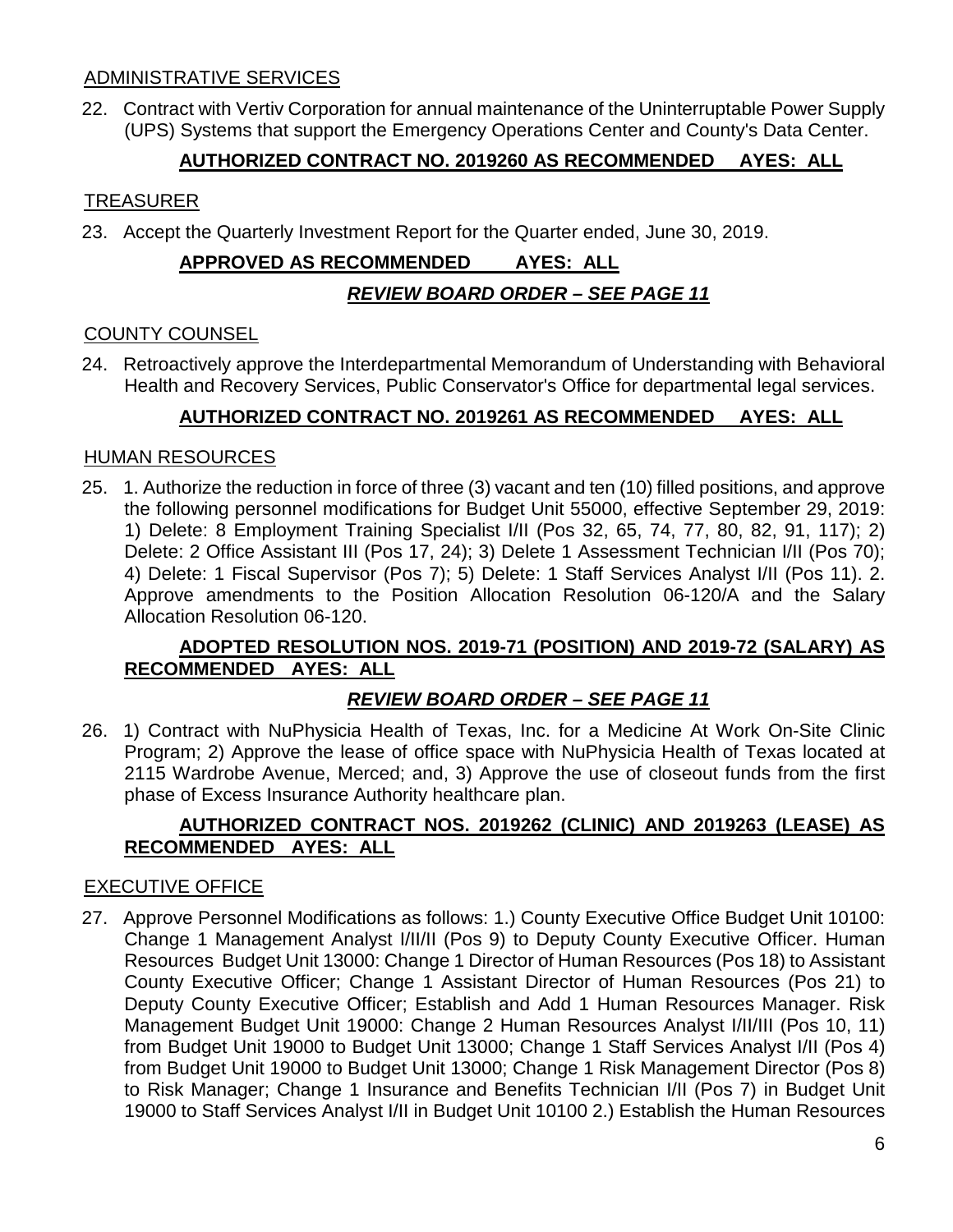ADMINISTRATIVE SERVICES

22. Contract with Vertiv Corporation for annual maintenance of the Uninterruptable Power Supply (UPS) Systems that support the Emergency Operations Center and County's Data Center.

**AUTHORIZED CONTRACT NO. 2019260 AS RECOMMENDED AYES: ALL**

TREASURER

23. Accept the Quarterly Investment Report for the Quarter ended, June 30, 2019.

**APPROVED AS RECOMMENDED AYES: ALL**

***REVIEW BOARD ORDER – SEE PAGE 11***

COUNTY COUNSEL

24. Retroactively approve the Interdepartmental Memorandum of Understanding with Behavioral Health and Recovery Services, Public Conservator's Office for departmental legal services.

**AUTHORIZED CONTRACT NO. 2019261 AS RECOMMENDED AYES: ALL**

HUMAN RESOURCES

25. 1. Authorize the reduction in force of three (3) vacant and ten (10) filled positions, and approve the following personnel modifications for Budget Unit 55000, effective September 29, 2019: 1) Delete: 8 Employment Training Specialist I/II (Pos 32, 65, 74, 77, 80, 82, 91, 117); 2) Delete: 2 Office Assistant III (Pos 17, 24); 3) Delete 1 Assessment Technician I/II (Pos 70); 4) Delete: 1 Fiscal Supervisor (Pos 7); 5) Delete: 1 Staff Services Analyst I/II (Pos 11). 2. Approve amendments to the Position Allocation Resolution 06-120/A and the Salary Allocation Resolution 06-120.

**ADOPTED RESOLUTION NOS. 2019-71 (POSITION) AND 2019-72 (SALARY) AS RECOMMENDED AYES: ALL**

***REVIEW BOARD ORDER – SEE PAGE 11***

26. 1) Contract with NuPhysicia Health of Texas, Inc. for a Medicine At Work On-Site Clinic Program; 2) Approve the lease of office space with NuPhysicia Health of Texas located at 2115 Wardrobe Avenue, Merced; and, 3) Approve the use of closeout funds from the first phase of Excess Insurance Authority healthcare plan.

**AUTHORIZED CONTRACT NOS. 2019262 (CLINIC) AND 2019263 (LEASE) AS RECOMMENDED AYES: ALL**

EXECUTIVE OFFICE

27. Approve Personnel Modifications as follows: 1.) County Executive Office Budget Unit 10100: Change 1 Management Analyst I/II/II (Pos 9) to Deputy County Executive Officer. Human Resources Budget Unit 13000: Change 1 Director of Human Resources (Pos 18) to Assistant County Executive Officer; Change 1 Assistant Director of Human Resources (Pos 21) to Deputy County Executive Officer; Establish and Add 1 Human Resources Manager. Risk Management Budget Unit 19000: Change 2 Human Resources Analyst I/II/III (Pos 10, 11) from Budget Unit 19000 to Budget Unit 13000; Change 1 Staff Services Analyst I/II (Pos 4) from Budget Unit 19000 to Budget Unit 13000; Change 1 Risk Management Director (Pos 8) to Risk Manager; Change 1 Insurance and Benefits Technician I/II (Pos 7) in Budget Unit 19000 to Staff Services Analyst I/II in Budget Unit 10100 2.) Establish the Human Resources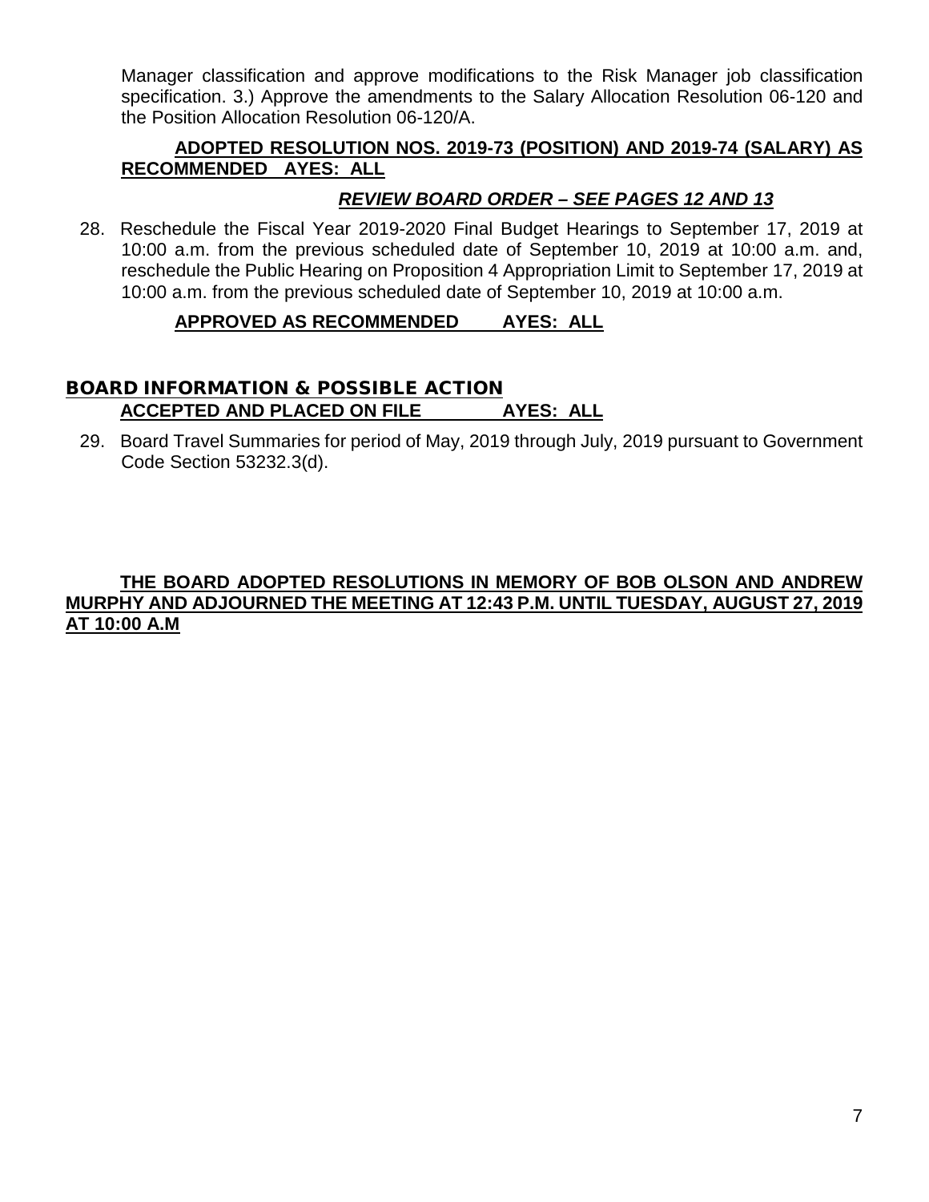Manager classification and approve modifications to the Risk Manager job classification specification. 3.) Approve the amendments to the Salary Allocation Resolution 06-120 and the Position Allocation Resolution 06-120/A.

**ADOPTED RESOLUTION NOS. 2019-73 (POSITION) AND 2019-74 (SALARY) AS RECOMMENDED AYES: ALL**

***REVIEW BOARD ORDER – SEE PAGES 12 AND 13***

28. Reschedule the Fiscal Year 2019-2020 Final Budget Hearings to September 17, 2019 at 10:00 a.m. from the previous scheduled date of September 10, 2019 at 10:00 a.m. and, reschedule the Public Hearing on Proposition 4 Appropriation Limit to September 17, 2019 at 10:00 a.m. from the previous scheduled date of September 10, 2019 at 10:00 a.m.

    **APPROVED AS RECOMMENDED AYES: ALL**

## BOARD INFORMATION & POSSIBLE ACTION

**ACCEPTED AND PLACED ON FILE AYES: ALL**

29. Board Travel Summaries for period of May, 2019 through July, 2019 pursuant to Government Code Section 53232.3(d).

**THE BOARD ADOPTED RESOLUTIONS IN MEMORY OF BOB OLSON AND ANDREW MURPHY AND ADJOURNED THE MEETING AT 12:43 P.M. UNTIL TUESDAY, AUGUST 27, 2019 AT 10:00 A.M**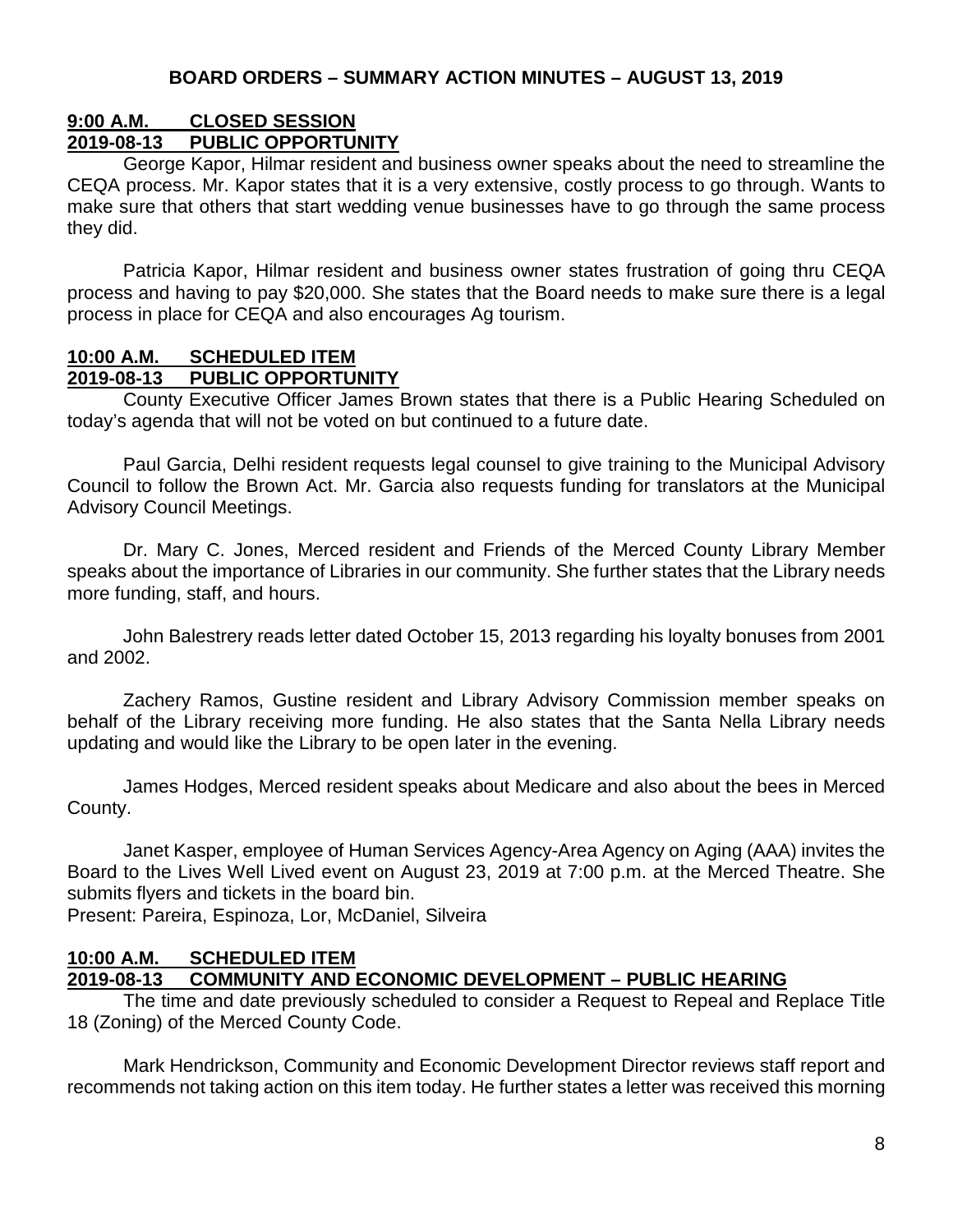**BOARD ORDERS – SUMMARY ACTION MINUTES – AUGUST 13, 2019**

**9:00 A.M. CLOSED SESSION**
**2019-08-13 PUBLIC OPPORTUNITY**

George Kapor, Hilmar resident and business owner speaks about the need to streamline the CEQA process. Mr. Kapor states that it is a very extensive, costly process to go through. Wants to make sure that others that start wedding venue businesses have to go through the same process they did.

Patricia Kapor, Hilmar resident and business owner states frustration of going thru CEQA process and having to pay $20,000. She states that the Board needs to make sure there is a legal process in place for CEQA and also encourages Ag tourism.

**10:00 A.M. SCHEDULED ITEM**
**2019-08-13 PUBLIC OPPORTUNITY**

County Executive Officer James Brown states that there is a Public Hearing Scheduled on today's agenda that will not be voted on but continued to a future date.

Paul Garcia, Delhi resident requests legal counsel to give training to the Municipal Advisory Council to follow the Brown Act. Mr. Garcia also requests funding for translators at the Municipal Advisory Council Meetings.

Dr. Mary C. Jones, Merced resident and Friends of the Merced County Library Member speaks about the importance of Libraries in our community. She further states that the Library needs more funding, staff, and hours.

John Balestrery reads letter dated October 15, 2013 regarding his loyalty bonuses from 2001 and 2002.

Zachery Ramos, Gustine resident and Library Advisory Commission member speaks on behalf of the Library receiving more funding. He also states that the Santa Nella Library needs updating and would like the Library to be open later in the evening.

James Hodges, Merced resident speaks about Medicare and also about the bees in Merced County.

Janet Kasper, employee of Human Services Agency-Area Agency on Aging (AAA) invites the Board to the Lives Well Lived event on August 23, 2019 at 7:00 p.m. at the Merced Theatre. She submits flyers and tickets in the board bin.
Present: Pareira, Espinoza, Lor, McDaniel, Silveira

**10:00 A.M. SCHEDULED ITEM**
**2019-08-13 COMMUNITY AND ECONOMIC DEVELOPMENT – PUBLIC HEARING**

The time and date previously scheduled to consider a Request to Repeal and Replace Title 18 (Zoning) of the Merced County Code.

Mark Hendrickson, Community and Economic Development Director reviews staff report and recommends not taking action on this item today. He further states a letter was received this morning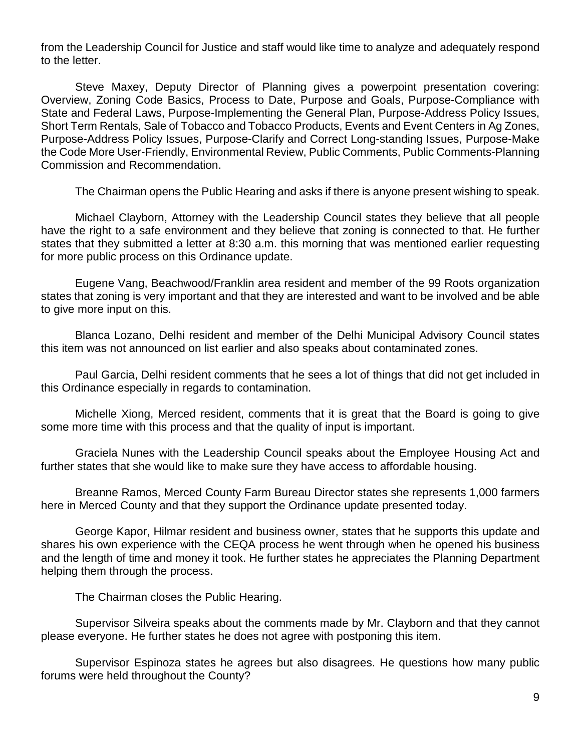from the Leadership Council for Justice and staff would like time to analyze and adequately respond to the letter.

Steve Maxey, Deputy Director of Planning gives a powerpoint presentation covering: Overview, Zoning Code Basics, Process to Date, Purpose and Goals, Purpose-Compliance with State and Federal Laws, Purpose-Implementing the General Plan, Purpose-Address Policy Issues, Short Term Rentals, Sale of Tobacco and Tobacco Products, Events and Event Centers in Ag Zones, Purpose-Address Policy Issues, Purpose-Clarify and Correct Long-standing Issues, Purpose-Make the Code More User-Friendly, Environmental Review, Public Comments, Public Comments-Planning Commission and Recommendation.

The Chairman opens the Public Hearing and asks if there is anyone present wishing to speak.

Michael Clayborn, Attorney with the Leadership Council states they believe that all people have the right to a safe environment and they believe that zoning is connected to that. He further states that they submitted a letter at 8:30 a.m. this morning that was mentioned earlier requesting for more public process on this Ordinance update.

Eugene Vang, Beachwood/Franklin area resident and member of the 99 Roots organization states that zoning is very important and that they are interested and want to be involved and be able to give more input on this.

Blanca Lozano, Delhi resident and member of the Delhi Municipal Advisory Council states this item was not announced on list earlier and also speaks about contaminated zones.

Paul Garcia, Delhi resident comments that he sees a lot of things that did not get included in this Ordinance especially in regards to contamination.

Michelle Xiong, Merced resident, comments that it is great that the Board is going to give some more time with this process and that the quality of input is important.

Graciela Nunes with the Leadership Council speaks about the Employee Housing Act and further states that she would like to make sure they have access to affordable housing.

Breanne Ramos, Merced County Farm Bureau Director states she represents 1,000 farmers here in Merced County and that they support the Ordinance update presented today.

George Kapor, Hilmar resident and business owner, states that he supports this update and shares his own experience with the CEQA process he went through when he opened his business and the length of time and money it took. He further states he appreciates the Planning Department helping them through the process.

The Chairman closes the Public Hearing.

Supervisor Silveira speaks about the comments made by Mr. Clayborn and that they cannot please everyone. He further states he does not agree with postponing this item.

Supervisor Espinoza states he agrees but also disagrees. He questions how many public forums were held throughout the County?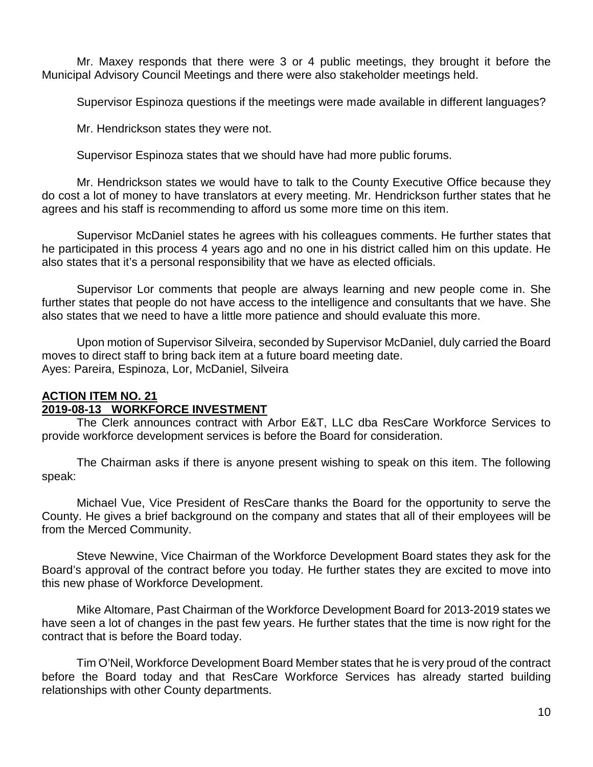Mr. Maxey responds that there were 3 or 4 public meetings, they brought it before the Municipal Advisory Council Meetings and there were also stakeholder meetings held.

Supervisor Espinoza questions if the meetings were made available in different languages?

Mr. Hendrickson states they were not.

Supervisor Espinoza states that we should have had more public forums.

Mr. Hendrickson states we would have to talk to the County Executive Office because they do cost a lot of money to have translators at every meeting. Mr. Hendrickson further states that he agrees and his staff is recommending to afford us some more time on this item.

Supervisor McDaniel states he agrees with his colleagues comments. He further states that he participated in this process 4 years ago and no one in his district called him on this update. He also states that it's a personal responsibility that we have as elected officials.

Supervisor Lor comments that people are always learning and new people come in. She further states that people do not have access to the intelligence and consultants that we have. She also states that we need to have a little more patience and should evaluate this more.

Upon motion of Supervisor Silveira, seconded by Supervisor McDaniel, duly carried the Board moves to direct staff to bring back item at a future board meeting date.
Ayes: Pareira, Espinoza, Lor, McDaniel, Silveira

**ACTION ITEM NO. 21**
**2019-08-13 WORKFORCE INVESTMENT**

The Clerk announces contract with Arbor E&T, LLC dba ResCare Workforce Services to provide workforce development services is before the Board for consideration.

The Chairman asks if there is anyone present wishing to speak on this item. The following speak:

Michael Vue, Vice President of ResCare thanks the Board for the opportunity to serve the County. He gives a brief background on the company and states that all of their employees will be from the Merced Community.

Steve Newvine, Vice Chairman of the Workforce Development Board states they ask for the Board's approval of the contract before you today. He further states they are excited to move into this new phase of Workforce Development.

Mike Altomare, Past Chairman of the Workforce Development Board for 2013-2019 states we have seen a lot of changes in the past few years. He further states that the time is now right for the contract that is before the Board today.

Tim O'Neil, Workforce Development Board Member states that he is very proud of the contract before the Board today and that ResCare Workforce Services has already started building relationships with other County departments.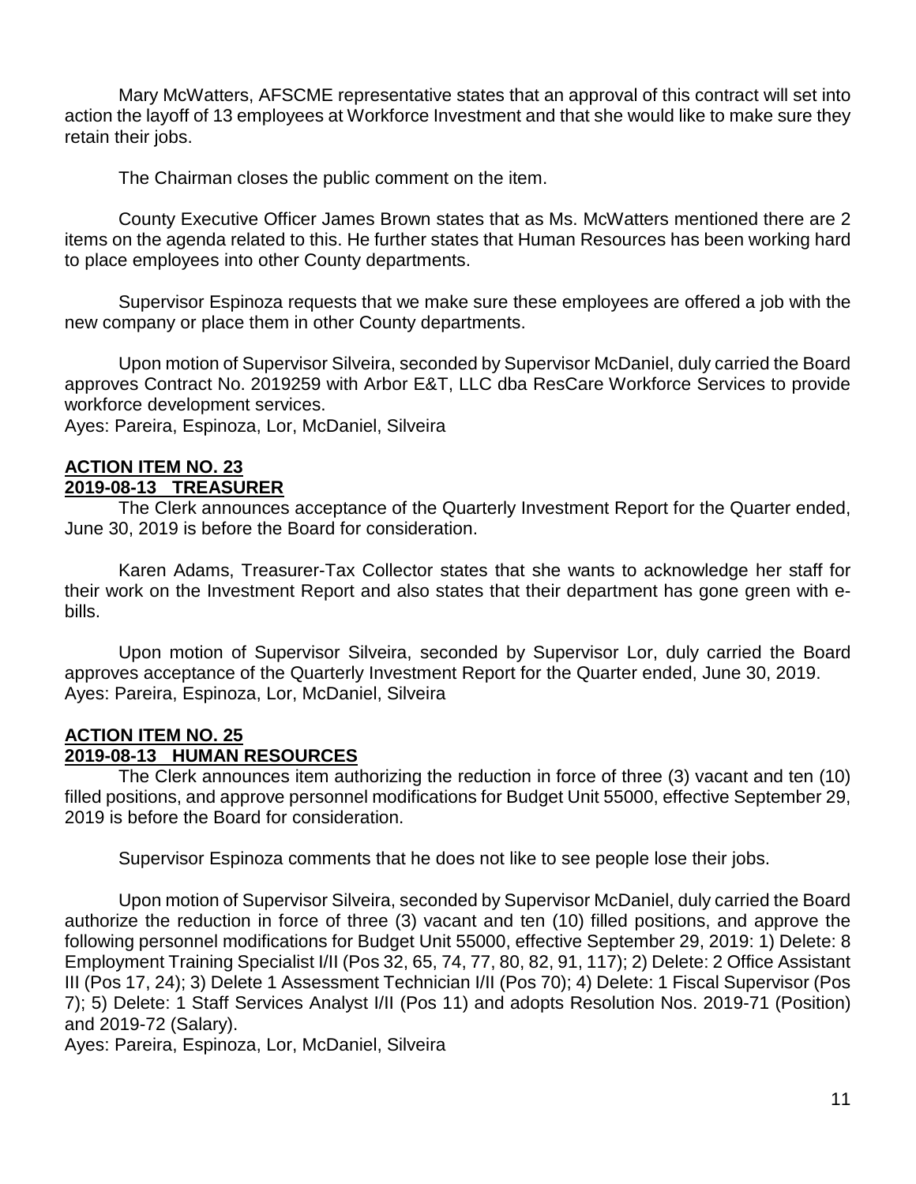Mary McWatters, AFSCME representative states that an approval of this contract will set into action the layoff of 13 employees at Workforce Investment and that she would like to make sure they retain their jobs.

The Chairman closes the public comment on the item.

County Executive Officer James Brown states that as Ms. McWatters mentioned there are 2 items on the agenda related to this. He further states that Human Resources has been working hard to place employees into other County departments.

Supervisor Espinoza requests that we make sure these employees are offered a job with the new company or place them in other County departments.

Upon motion of Supervisor Silveira, seconded by Supervisor McDaniel, duly carried the Board approves Contract No. 2019259 with Arbor E&T, LLC dba ResCare Workforce Services to provide workforce development services.
Ayes: Pareira, Espinoza, Lor, McDaniel, Silveira

**ACTION ITEM NO. 23**
**2019-08-13 TREASURER**

The Clerk announces acceptance of the Quarterly Investment Report for the Quarter ended, June 30, 2019 is before the Board for consideration.

Karen Adams, Treasurer-Tax Collector states that she wants to acknowledge her staff for their work on the Investment Report and also states that their department has gone green with e-bills.

Upon motion of Supervisor Silveira, seconded by Supervisor Lor, duly carried the Board approves acceptance of the Quarterly Investment Report for the Quarter ended, June 30, 2019.
Ayes: Pareira, Espinoza, Lor, McDaniel, Silveira

**ACTION ITEM NO. 25**
**2019-08-13 HUMAN RESOURCES**

The Clerk announces item authorizing the reduction in force of three (3) vacant and ten (10) filled positions, and approve personnel modifications for Budget Unit 55000, effective September 29, 2019 is before the Board for consideration.

Supervisor Espinoza comments that he does not like to see people lose their jobs.

Upon motion of Supervisor Silveira, seconded by Supervisor McDaniel, duly carried the Board authorize the reduction in force of three (3) vacant and ten (10) filled positions, and approve the following personnel modifications for Budget Unit 55000, effective September 29, 2019: 1) Delete: 8 Employment Training Specialist I/II (Pos 32, 65, 74, 77, 80, 82, 91, 117); 2) Delete: 2 Office Assistant III (Pos 17, 24); 3) Delete 1 Assessment Technician I/II (Pos 70); 4) Delete: 1 Fiscal Supervisor (Pos 7); 5) Delete: 1 Staff Services Analyst I/II (Pos 11) and adopts Resolution Nos. 2019-71 (Position) and 2019-72 (Salary).
Ayes: Pareira, Espinoza, Lor, McDaniel, Silveira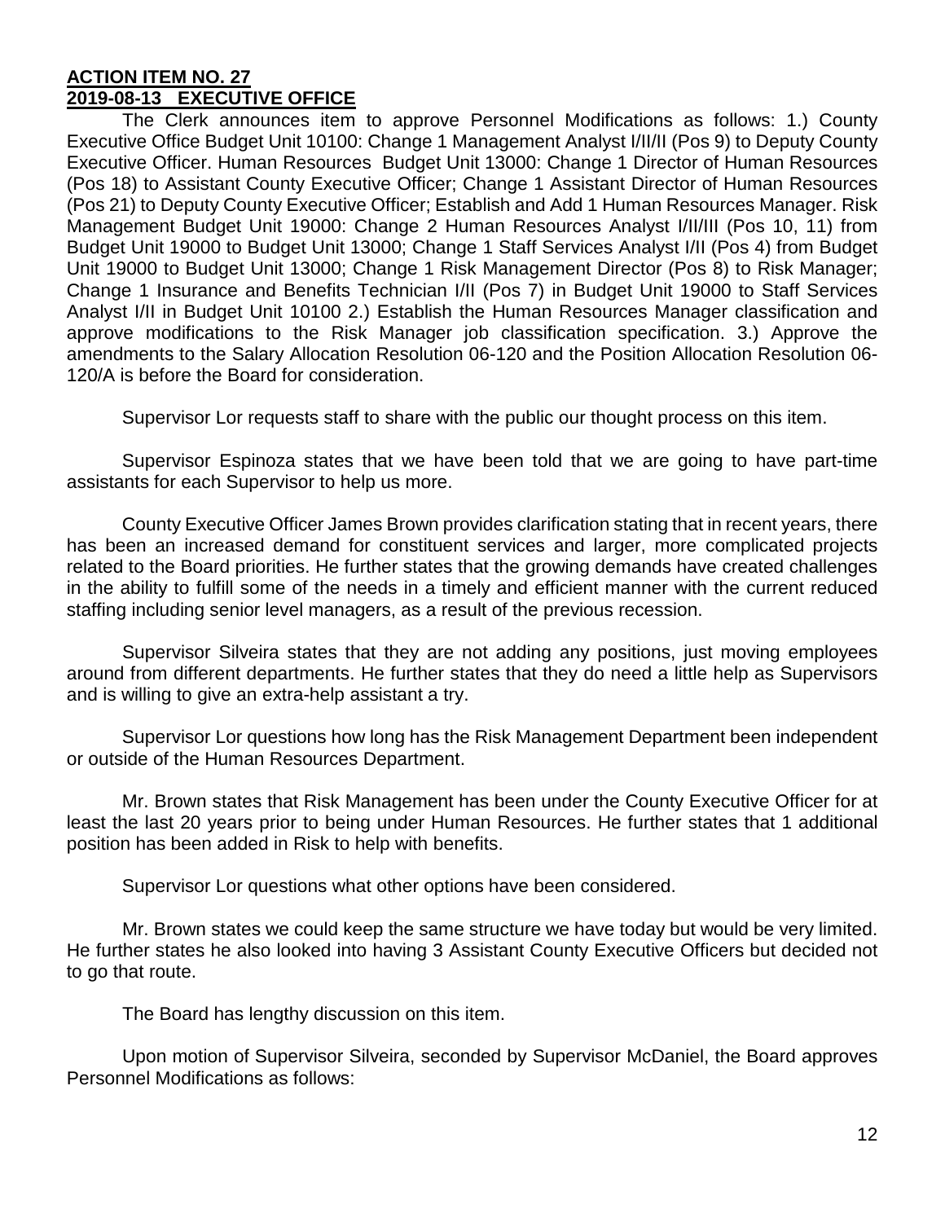**ACTION ITEM NO. 27**
**2019-08-13 EXECUTIVE OFFICE**

The Clerk announces item to approve Personnel Modifications as follows: 1.) County Executive Office Budget Unit 10100: Change 1 Management Analyst I/II/II (Pos 9) to Deputy County Executive Officer. Human Resources Budget Unit 13000: Change 1 Director of Human Resources (Pos 18) to Assistant County Executive Officer; Change 1 Assistant Director of Human Resources (Pos 21) to Deputy County Executive Officer; Establish and Add 1 Human Resources Manager. Risk Management Budget Unit 19000: Change 2 Human Resources Analyst I/II/III (Pos 10, 11) from Budget Unit 19000 to Budget Unit 13000; Change 1 Staff Services Analyst I/II (Pos 4) from Budget Unit 19000 to Budget Unit 13000; Change 1 Risk Management Director (Pos 8) to Risk Manager; Change 1 Insurance and Benefits Technician I/II (Pos 7) in Budget Unit 19000 to Staff Services Analyst I/II in Budget Unit 10100 2.) Establish the Human Resources Manager classification and approve modifications to the Risk Manager job classification specification. 3.) Approve the amendments to the Salary Allocation Resolution 06-120 and the Position Allocation Resolution 06-120/A is before the Board for consideration.

Supervisor Lor requests staff to share with the public our thought process on this item.

Supervisor Espinoza states that we have been told that we are going to have part-time assistants for each Supervisor to help us more.

County Executive Officer James Brown provides clarification stating that in recent years, there has been an increased demand for constituent services and larger, more complicated projects related to the Board priorities. He further states that the growing demands have created challenges in the ability to fulfill some of the needs in a timely and efficient manner with the current reduced staffing including senior level managers, as a result of the previous recession.

Supervisor Silveira states that they are not adding any positions, just moving employees around from different departments. He further states that they do need a little help as Supervisors and is willing to give an extra-help assistant a try.

Supervisor Lor questions how long has the Risk Management Department been independent or outside of the Human Resources Department.

Mr. Brown states that Risk Management has been under the County Executive Officer for at least the last 20 years prior to being under Human Resources. He further states that 1 additional position has been added in Risk to help with benefits.

Supervisor Lor questions what other options have been considered.

Mr. Brown states we could keep the same structure we have today but would be very limited. He further states he also looked into having 3 Assistant County Executive Officers but decided not to go that route.

The Board has lengthy discussion on this item.

Upon motion of Supervisor Silveira, seconded by Supervisor McDaniel, the Board approves Personnel Modifications as follows: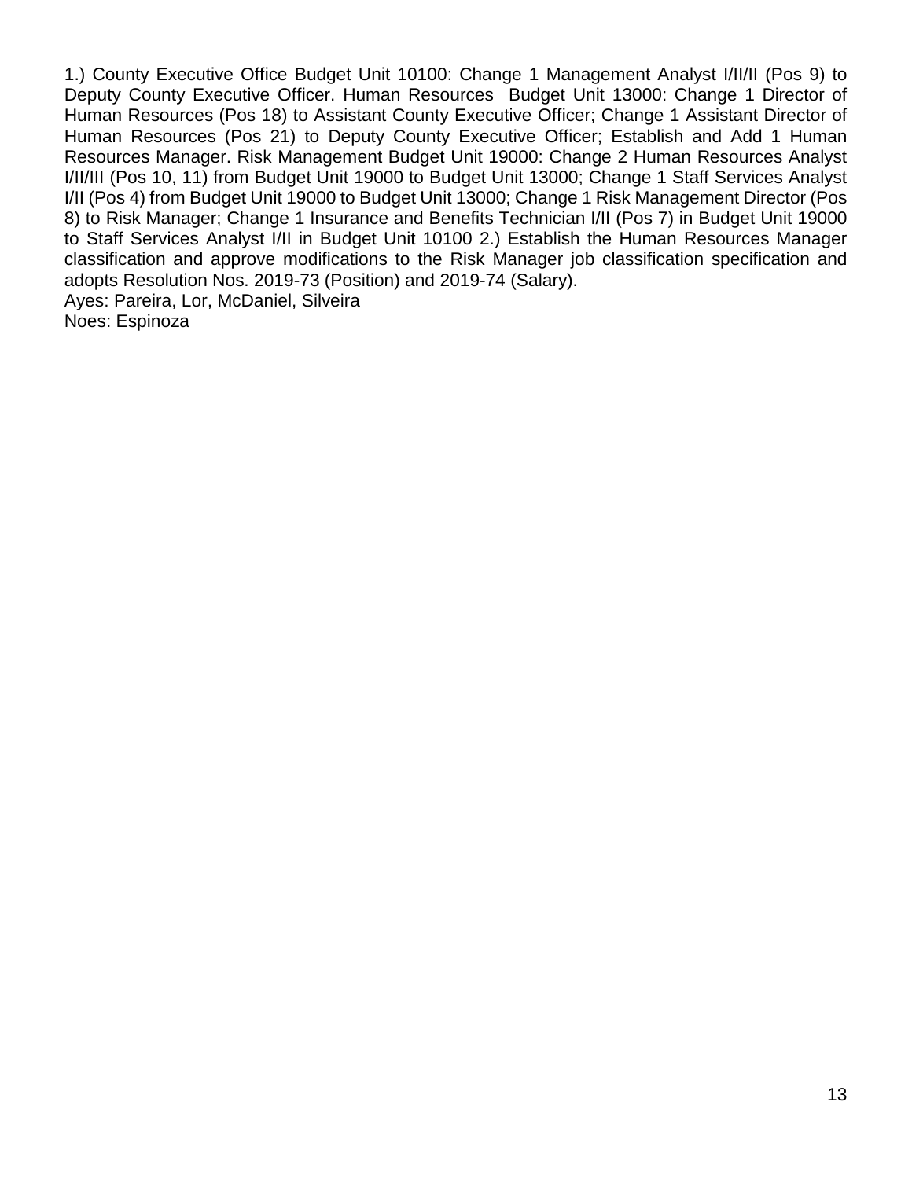1.) County Executive Office Budget Unit 10100: Change 1 Management Analyst I/II/II (Pos 9) to Deputy County Executive Officer. Human Resources Budget Unit 13000: Change 1 Director of Human Resources (Pos 18) to Assistant County Executive Officer; Change 1 Assistant Director of Human Resources (Pos 21) to Deputy County Executive Officer; Establish and Add 1 Human Resources Manager. Risk Management Budget Unit 19000: Change 2 Human Resources Analyst I/II/III (Pos 10, 11) from Budget Unit 19000 to Budget Unit 13000; Change 1 Staff Services Analyst I/II (Pos 4) from Budget Unit 19000 to Budget Unit 13000; Change 1 Risk Management Director (Pos 8) to Risk Manager; Change 1 Insurance and Benefits Technician I/II (Pos 7) in Budget Unit 19000 to Staff Services Analyst I/II in Budget Unit 10100 2.) Establish the Human Resources Manager classification and approve modifications to the Risk Manager job classification specification and adopts Resolution Nos. 2019-73 (Position) and 2019-74 (Salary).

Ayes: Pareira, Lor, McDaniel, Silveira

Noes: Espinoza